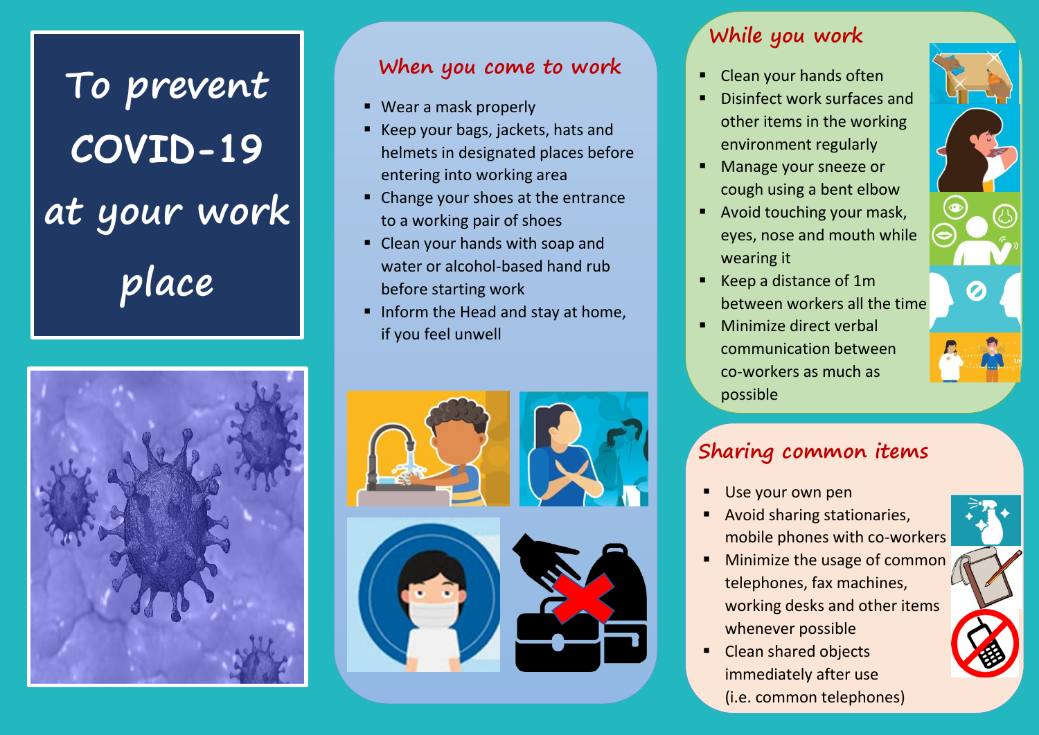# To prevent COVID-19 at your work place

## When you come to work

- Wear a mask properly
- Keep your bags, jackets, hats and helmets in designated places before entering into working area
- Change your shoes at the entrance to a working pair of shoes
- Clean your hands with soap and water or alcohol-based hand rub before starting work
- Inform the Head and stay at home, if you feel unwell

## While you work

- Clean your hands often
- Disinfect work surfaces and other items in the working environment regularly
- Manage your sneeze or cough using a bent elbow
- Avoid touching your mask, eyes, nose and mouth while wearing it
- Keep a distance of 1m between workers all the time
- Minimize direct verbal communication between co-workers as much as possible

## Sharing common items

- Use your own pen
- Avoid sharing stationaries, mobile phones with co-workers
- Minimize the usage of common telephones, fax machines, working desks and other items whenever possible
- Clean shared objects immediately after use (i.e. common telephones)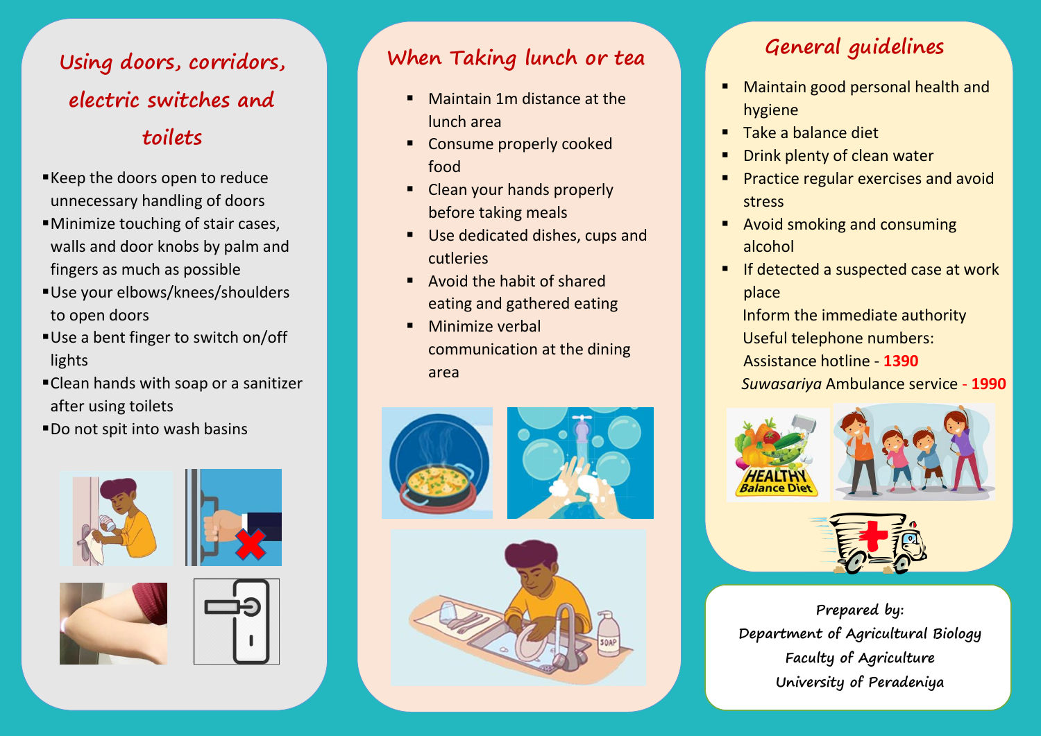## Using doors, corridors, electric switches and toilets

- Keep the doors open to reduce unnecessary handling of doors
- Minimize touching of stair cases, walls and door knobs by palm and fingers as much as possible
- Use your elbows/knees/shoulders to open doors
- Use a bent finger to switch on/off lights
- Clean hands with soap or a sanitizer after using toilets
- Do not spit into wash basins

## When Taking lunch or tea

- Maintain 1m distance at the lunch area
- Consume properly cooked food
- Clean your hands properly before taking meals
- Use dedicated dishes, cups and cutleries
- Avoid the habit of shared eating and gathered eating
- Minimize verbal communication at the dining area

## General guidelines

- Maintain good personal health and hygiene
- Take a balance diet
- Drink plenty of clean water
- Practice regular exercises and avoid stress
- Avoid smoking and consuming alcohol
- If detected a suspected case at work place

  Inform the immediate authority

  Useful telephone numbers:

  Assistance hotline - **1390**

  *Suwasariya* Ambulance service - **1990**

*Prepared by:*
*Department of Agricultural Biology*
*Faculty of Agriculture*
*University of Peradeniya*